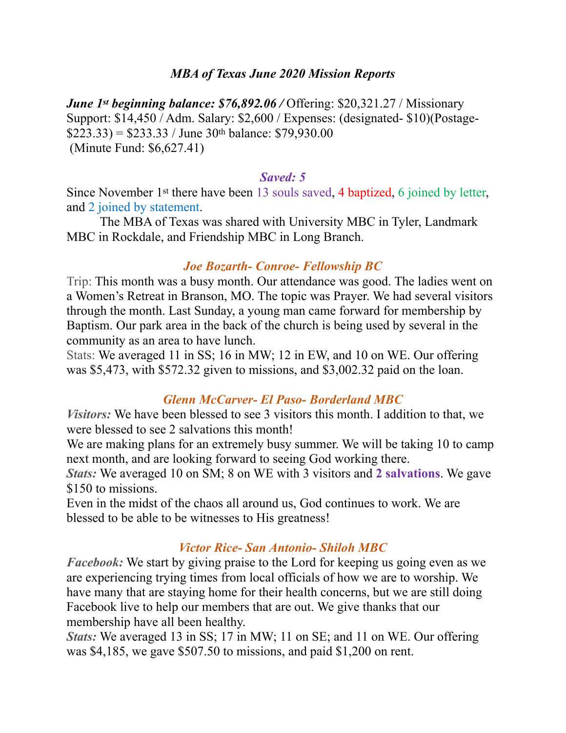### *MBA of Texas June 2020 Mission Reports*

***June 1st beginning balance: $76,892.06 /*** Offering: $20,321.27 / Missionary Support: $14,450 / Adm. Salary: $2,600 / Expenses: (designated- $10)(Postage- $223.33) = $233.33 / June 30th balance: $79,930.00
(Minute Fund: $6,627.41)

### *Saved: 5*

Since November 1st there have been 13 souls saved, 4 baptized, 6 joined by letter, and 2 joined by statement.

The MBA of Texas was shared with University MBC in Tyler, Landmark MBC in Rockdale, and Friendship MBC in Long Branch.

### *Joe Bozarth- Conroe- Fellowship BC*

Trip: This month was a busy month. Our attendance was good. The ladies went on a Women's Retreat in Branson, MO. The topic was Prayer. We had several visitors through the month. Last Sunday, a young man came forward for membership by Baptism. Our park area in the back of the church is being used by several in the community as an area to have lunch.

Stats: We averaged 11 in SS; 16 in MW; 12 in EW, and 10 on WE. Our offering was $5,473, with $572.32 given to missions, and $3,002.32 paid on the loan.

### *Glenn McCarver- El Paso- Borderland MBC*

***Visitors:*** We have been blessed to see 3 visitors this month. I addition to that, we were blessed to see 2 salvations this month!

We are making plans for an extremely busy summer. We will be taking 10 to camp next month, and are looking forward to seeing God working there.

***Stats:*** We averaged 10 on SM; 8 on WE with 3 visitors and **2 salvations**. We gave $150 to missions.

Even in the midst of the chaos all around us, God continues to work. We are blessed to be able to be witnesses to His greatness!

### *Victor Rice- San Antonio- Shiloh MBC*

***Facebook:*** We start by giving praise to the Lord for keeping us going even as we are experiencing trying times from local officials of how we are to worship. We have many that are staying home for their health concerns, but we are still doing Facebook live to help our members that are out. We give thanks that our membership have all been healthy.

***Stats:*** We averaged 13 in SS; 17 in MW; 11 on SE; and 11 on WE. Our offering was $4,185, we gave $507.50 to missions, and paid $1,200 on rent.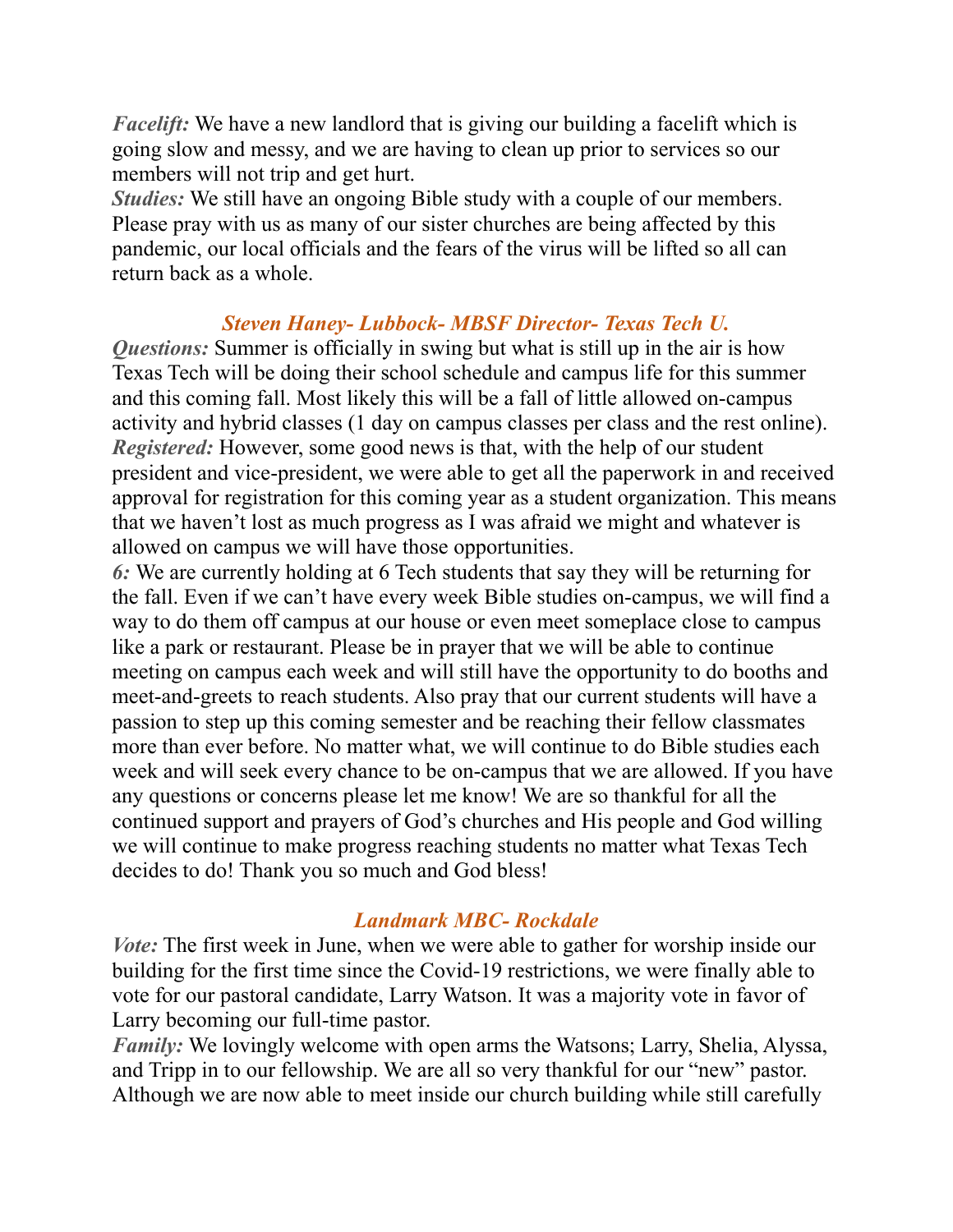*Facelift:* We have a new landlord that is giving our building a facelift which is going slow and messy, and we are having to clean up prior to services so our members will not trip and get hurt.
*Studies:* We still have an ongoing Bible study with a couple of our members. Please pray with us as many of our sister churches are being affected by this pandemic, our local officials and the fears of the virus will be lifted so all can return back as a whole.

### *Steven Haney- Lubbock- MBSF Director- Texas Tech U.*

*Questions:* Summer is officially in swing but what is still up in the air is how Texas Tech will be doing their school schedule and campus life for this summer and this coming fall. Most likely this will be a fall of little allowed on-campus activity and hybrid classes (1 day on campus classes per class and the rest online).
*Registered:* However, some good news is that, with the help of our student president and vice-president, we were able to get all the paperwork in and received approval for registration for this coming year as a student organization. This means that we haven't lost as much progress as I was afraid we might and whatever is allowed on campus we will have those opportunities.
*6:* We are currently holding at 6 Tech students that say they will be returning for the fall. Even if we can't have every week Bible studies on-campus, we will find a way to do them off campus at our house or even meet someplace close to campus like a park or restaurant. Please be in prayer that we will be able to continue meeting on campus each week and will still have the opportunity to do booths and meet-and-greets to reach students. Also pray that our current students will have a passion to step up this coming semester and be reaching their fellow classmates more than ever before. No matter what, we will continue to do Bible studies each week and will seek every chance to be on-campus that we are allowed. If you have any questions or concerns please let me know! We are so thankful for all the continued support and prayers of God's churches and His people and God willing we will continue to make progress reaching students no matter what Texas Tech decides to do! Thank you so much and God bless!

### *Landmark MBC- Rockdale*

*Vote:* The first week in June, when we were able to gather for worship inside our building for the first time since the Covid-19 restrictions, we were finally able to vote for our pastoral candidate, Larry Watson. It was a majority vote in favor of Larry becoming our full-time pastor.
*Family:* We lovingly welcome with open arms the Watsons; Larry, Shelia, Alyssa, and Tripp in to our fellowship. We are all so very thankful for our "new" pastor. Although we are now able to meet inside our church building while still carefully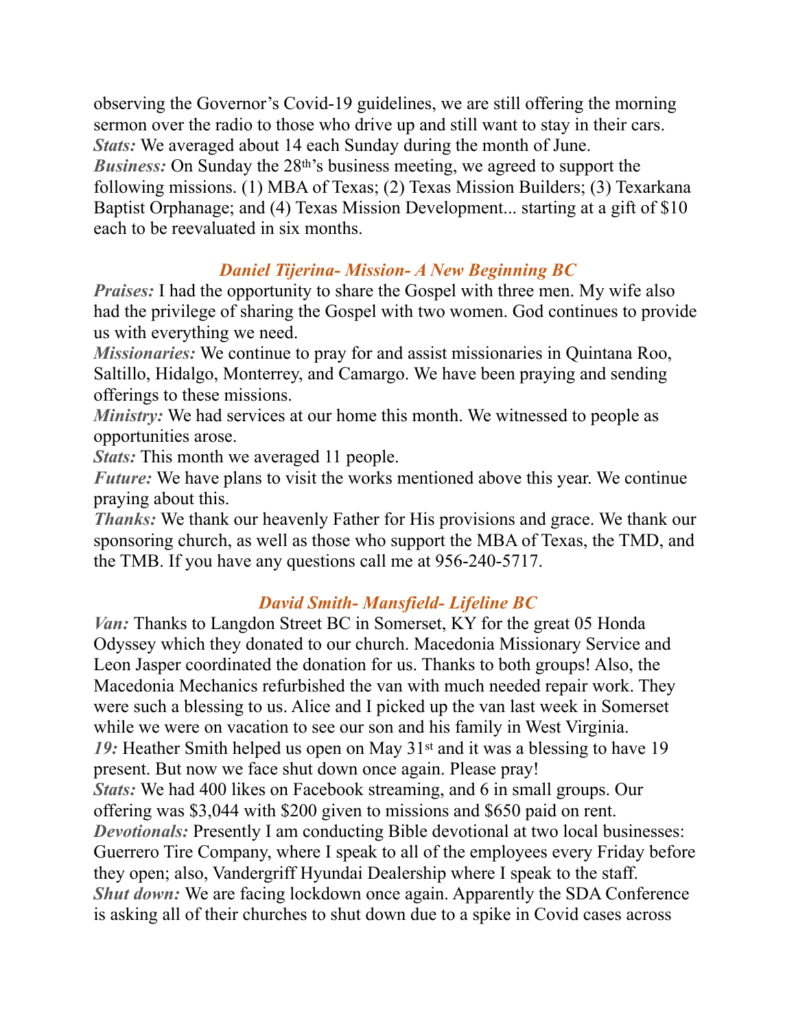observing the Governor's Covid-19 guidelines, we are still offering the morning sermon over the radio to those who drive up and still want to stay in their cars.
***Stats:*** We averaged about 14 each Sunday during the month of June.
***Business:*** On Sunday the 28th's business meeting, we agreed to support the following missions. (1) MBA of Texas; (2) Texas Mission Builders; (3) Texarkana Baptist Orphanage; and (4) Texas Mission Development... starting at a gift of $10 each to be reevaluated in six months.

### *Daniel Tijerina- Mission- A New Beginning BC*

***Praises:*** I had the opportunity to share the Gospel with three men. My wife also had the privilege of sharing the Gospel with two women. God continues to provide us with everything we need.
***Missionaries:*** We continue to pray for and assist missionaries in Quintana Roo, Saltillo, Hidalgo, Monterrey, and Camargo. We have been praying and sending offerings to these missions.
***Ministry:*** We had services at our home this month. We witnessed to people as opportunities arose.
***Stats:*** This month we averaged 11 people.
***Future:*** We have plans to visit the works mentioned above this year. We continue praying about this.
***Thanks:*** We thank our heavenly Father for His provisions and grace. We thank our sponsoring church, as well as those who support the MBA of Texas, the TMD, and the TMB. If you have any questions call me at 956-240-5717.

### *David Smith- Mansfield- Lifeline BC*

***Van:*** Thanks to Langdon Street BC in Somerset, KY for the great 05 Honda Odyssey which they donated to our church. Macedonia Missionary Service and Leon Jasper coordinated the donation for us. Thanks to both groups! Also, the Macedonia Mechanics refurbished the van with much needed repair work. They were such a blessing to us. Alice and I picked up the van last week in Somerset while we were on vacation to see our son and his family in West Virginia.
***19:*** Heather Smith helped us open on May 31st and it was a blessing to have 19 present. But now we face shut down once again. Please pray!
***Stats:*** We had 400 likes on Facebook streaming, and 6 in small groups. Our offering was $3,044 with $200 given to missions and $650 paid on rent.
***Devotionals:*** Presently I am conducting Bible devotional at two local businesses: Guerrero Tire Company, where I speak to all of the employees every Friday before they open; also, Vandergriff Hyundai Dealership where I speak to the staff.
***Shut down:*** We are facing lockdown once again. Apparently the SDA Conference is asking all of their churches to shut down due to a spike in Covid cases across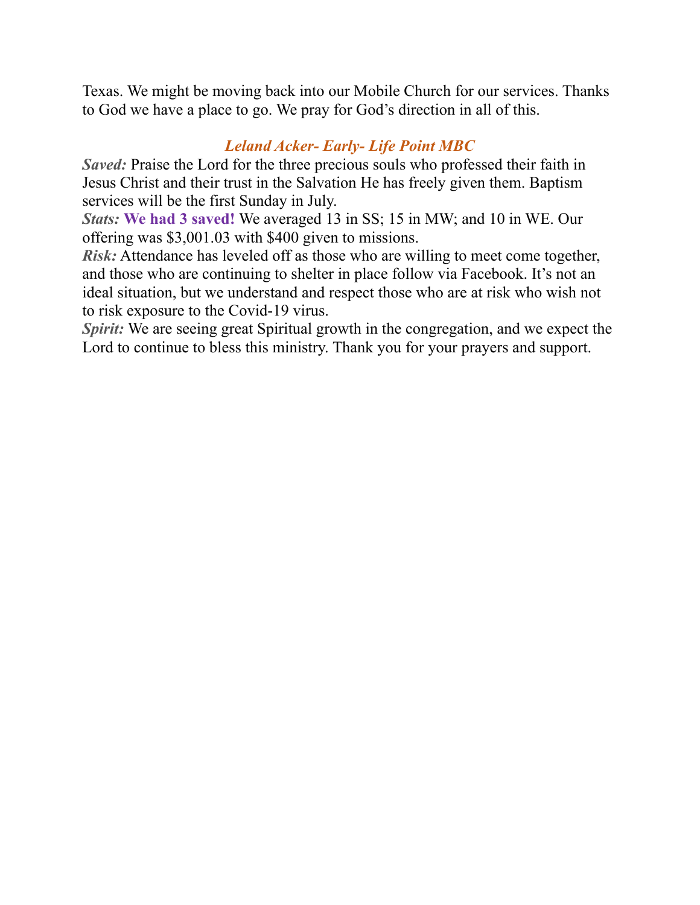Texas. We might be moving back into our Mobile Church for our services. Thanks to God we have a place to go. We pray for God's direction in all of this.

### *Leland Acker- Early- Life Point MBC*

***Saved:*** Praise the Lord for the three precious souls who professed their faith in Jesus Christ and their trust in the Salvation He has freely given them. Baptism services will be the first Sunday in July.

***Stats:*** **We had 3 saved!** We averaged 13 in SS; 15 in MW; and 10 in WE. Our offering was $3,001.03 with $400 given to missions.

***Risk:*** Attendance has leveled off as those who are willing to meet come together, and those who are continuing to shelter in place follow via Facebook. It's not an ideal situation, but we understand and respect those who are at risk who wish not to risk exposure to the Covid-19 virus.

***Spirit:*** We are seeing great Spiritual growth in the congregation, and we expect the Lord to continue to bless this ministry. Thank you for your prayers and support.